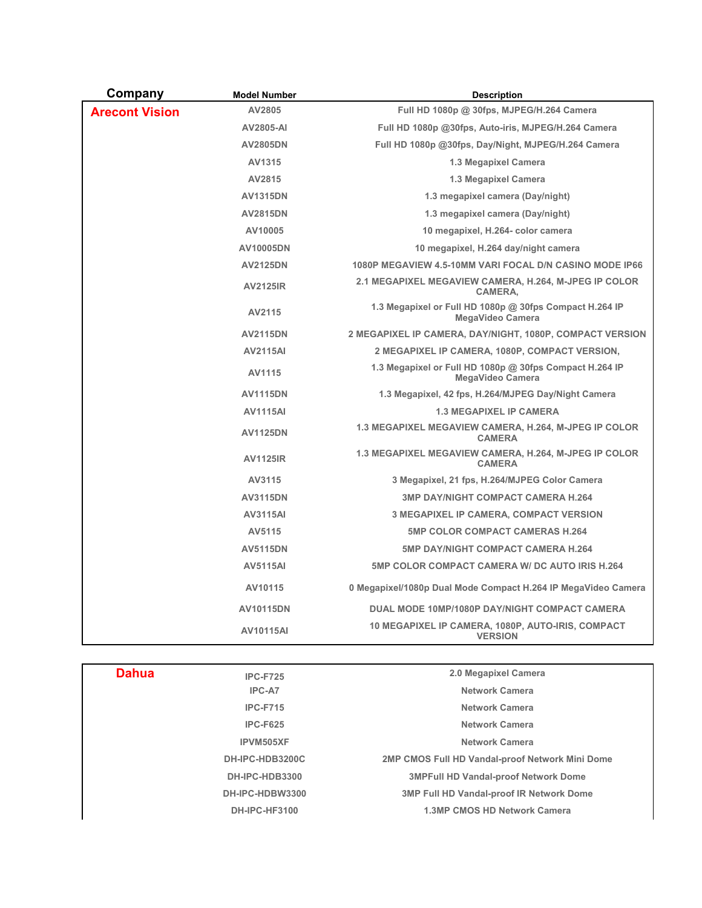| Company | Model Number | Description |
| --- | --- | --- |
| **Arecont Vision** | AV2805 | Full HD 1080p @ 30fps, MJPEG/H.264 Camera |
| | AV2805-AI | Full HD 1080p @30fps, Auto-iris, MJPEG/H.264 Camera |
| | AV2805DN | Full HD 1080p @30fps, Day/Night, MJPEG/H.264 Camera |
| | AV1315 | 1.3 Megapixel Camera |
| | AV2815 | 1.3 Megapixel Camera |
| | AV1315DN | 1.3 megapixel camera (Day/night) |
| | AV2815DN | 1.3 megapixel camera (Day/night) |
| | AV10005 | 10 megapixel, H.264- color camera |
| | AV10005DN | 10 megapixel, H.264 day/night camera |
| | AV2125DN | 1080P MEGAVIEW 4.5-10MM VARI FOCAL D/N CASINO MODE IP66 |
| | AV2125IR | 2.1 MEGAPIXEL MEGAVIEW CAMERA, H.264, M-JPEG IP COLOR CAMERA, |
| | AV2115 | 1.3 Megapixel or Full HD 1080p @ 30fps Compact H.264 IP MegaVideo Camera |
| | AV2115DN | 2 MEGAPIXEL IP CAMERA, DAY/NIGHT, 1080P, COMPACT VERSION |
| | AV2115AI | 2 MEGAPIXEL IP CAMERA, 1080P, COMPACT VERSION, |
| | AV1115 | 1.3 Megapixel or Full HD 1080p @ 30fps Compact H.264 IP MegaVideo Camera |
| | AV1115DN | 1.3 Megapixel, 42 fps, H.264/MJPEG Day/Night Camera |
| | AV1115AI | 1.3 MEGAPIXEL IP CAMERA |
| | AV1125DN | 1.3 MEGAPIXEL MEGAVIEW CAMERA, H.264, M-JPEG IP COLOR CAMERA |
| | AV1125IR | 1.3 MEGAPIXEL MEGAVIEW CAMERA, H.264, M-JPEG IP COLOR CAMERA |
| | AV3115 | 3 Megapixel, 21 fps, H.264/MJPEG Color Camera |
| | AV3115DN | 3MP DAY/NIGHT COMPACT CAMERA H.264 |
| | AV3115AI | 3 MEGAPIXEL IP CAMERA, COMPACT VERSION |
| | AV5115 | 5MP COLOR COMPACT CAMERAS H.264 |
| | AV5115DN | 5MP DAY/NIGHT COMPACT CAMERA H.264 |
| | AV5115AI | 5MP COLOR COMPACT CAMERA W/ DC AUTO IRIS H.264 |
| | AV10115 | 0 Megapixel/1080p Dual Mode Compact H.264 IP MegaVideo Camera |
| | AV10115DN | DUAL MODE 10MP/1080P DAY/NIGHT COMPACT CAMERA |
| | AV10115AI | 10 MEGAPIXEL IP CAMERA, 1080P, AUTO-IRIS, COMPACT VERSION |

| Company | Model Number | Description |
| --- | --- | --- |
| **Dahua** | IPC-F725 | 2.0 Megapixel Camera |
| | IPC-A7 | Network Camera |
| | IPC-F715 | Network Camera |
| | IPC-F625 | Network Camera |
| | IPVM505XF | Network Camera |
| | DH-IPC-HDB3200C | 2MP CMOS Full HD Vandal-proof Network Mini Dome |
| | DH-IPC-HDB3300 | 3MPFull HD Vandal-proof Network Dome |
| | DH-IPC-HDBW3300 | 3MP Full HD Vandal-proof IR Network Dome |
| | DH-IPC-HF3100 | 1.3MP CMOS HD Network Camera |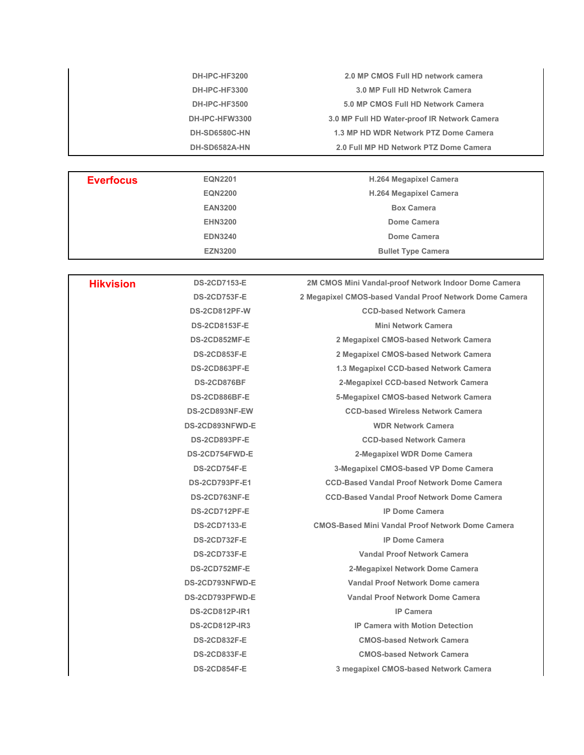| | | |
|---|---|---|
| | DH-IPC-HF3200 | 2.0 MP CMOS Full HD network camera |
| | DH-IPC-HF3300 | 3.0 MP Full HD Netwrok Camera |
| | DH-IPC-HF3500 | 5.0 MP CMOS Full HD Network Camera |
| | DH-IPC-HFW3300 | 3.0 MP Full HD Water-proof IR Network Camera |
| | DH-SD6580C-HN | 1.3 MP HD WDR Network PTZ Dome Camera |
| | DH-SD6582A-HN | 2.0 Full MP HD Network PTZ Dome Camera |

| | | |
|---|---|---|
| **Everfocus** | EQN2201 | H.264 Megapixel Camera |
| | EQN2200 | H.264 Megapixel Camera |
| | EAN3200 | Box Camera |
| | EHN3200 | Dome Camera |
| | EDN3240 | Dome Camera |
| | EZN3200 | Bullet Type Camera |

| | | |
|---|---|---|
| **Hikvision** | DS-2CD7153-E | 2M CMOS Mini Vandal-proof Network Indoor Dome Camera |
| | DS-2CD753F-E | 2 Megapixel CMOS-based Vandal Proof Network Dome Camera |
| | DS-2CD812PF-W | CCD-based Network Camera |
| | DS-2CD8153F-E | Mini Network Camera |
| | DS-2CD852MF-E | 2 Megapixel CMOS-based Network Camera |
| | DS-2CD853F-E | 2 Megapixel CMOS-based Network Camera |
| | DS-2CD863PF-E | 1.3 Megapixel CCD-based Network Camera |
| | DS-2CD876BF | 2-Megapixel CCD-based Network Camera |
| | DS-2CD886BF-E | 5-Megapixel CMOS-based Network Camera |
| | DS-2CD893NF-EW | CCD-based Wireless Network Camera |
| | DS-2CD893NFWD-E | WDR Network Camera |
| | DS-2CD893PF-E | CCD-based Network Camera |
| | DS-2CD754FWD-E | 2-Megapixel WDR Dome Camera |
| | DS-2CD754F-E | 3-Megapixel CMOS-based VP Dome Camera |
| | DS-2CD793PF-E1 | CCD-Based Vandal Proof Network Dome Camera |
| | DS-2CD763NF-E | CCD-Based Vandal Proof Network Dome Camera |
| | DS-2CD712PF-E | IP Dome Camera |
| | DS-2CD7133-E | CMOS-Based Mini Vandal Proof Network Dome Camera |
| | DS-2CD732F-E | IP Dome Camera |
| | DS-2CD733F-E | Vandal Proof Network Camera |
| | DS-2CD752MF-E | 2-Megapixel Network Dome Camera |
| | DS-2CD793NFWD-E | Vandal Proof Network Dome camera |
| | DS-2CD793PFWD-E | Vandal Proof Network Dome Camera |
| | DS-2CD812P-IR1 | IP Camera |
| | DS-2CD812P-IR3 | IP Camera with Motion Detection |
| | DS-2CD832F-E | CMOS-based Network Camera |
| | DS-2CD833F-E | CMOS-based Network Camera |
| | DS-2CD854F-E | 3 megapixel CMOS-based Network Camera |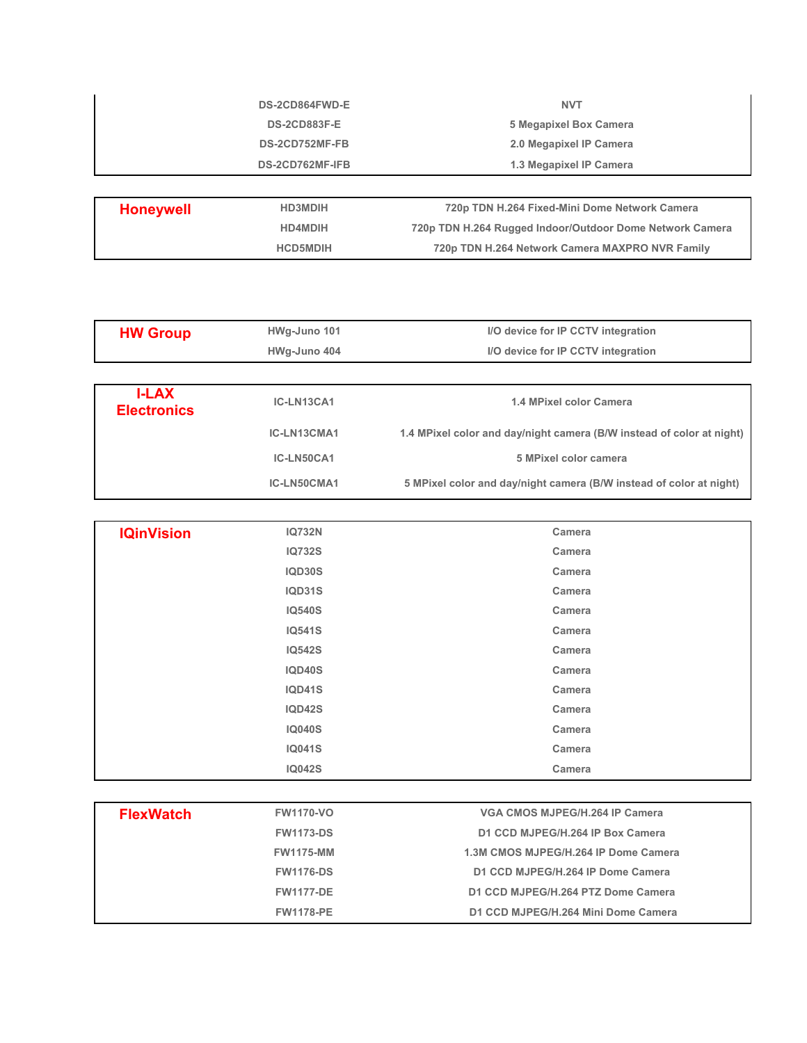| | | |
|---|---|---|
| | DS-2CD864FWD-E | NVT |
| | DS-2CD883F-E | 5 Megapixel Box Camera |
| | DS-2CD752MF-FB | 2.0 Megapixel IP Camera |
| | DS-2CD762MF-IFB | 1.3 Megapixel IP Camera |

| | | |
|---|---|---|
| **Honeywell** | HD3MDIH | 720p TDN H.264 Fixed-Mini Dome Network Camera |
| | HD4MDIH | 720p TDN H.264 Rugged Indoor/Outdoor Dome Network Camera |
| | HCD5MDIH | 720p TDN H.264 Network Camera MAXPRO NVR Family |

| | | |
|---|---|---|
| **HW Group** | HWg-Juno 101 | I/O device for IP CCTV integration |
| | HWg-Juno 404 | I/O device for IP CCTV integration |

| | | |
|---|---|---|
| **I-LAX Electronics** | IC-LN13CA1 | 1.4 MPixel color Camera |
| | IC-LN13CMA1 | 1.4 MPixel color and day/night camera (B/W instead of color at night) |
| | IC-LN50CA1 | 5 MPixel color camera |
| | IC-LN50CMA1 | 5 MPixel color and day/night camera (B/W instead of color at night) |

| | | |
|---|---|---|
| **IQinVision** | IQ732N | Camera |
| | IQ732S | Camera |
| | IQD30S | Camera |
| | IQD31S | Camera |
| | IQ540S | Camera |
| | IQ541S | Camera |
| | IQ542S | Camera |
| | IQD40S | Camera |
| | IQD41S | Camera |
| | IQD42S | Camera |
| | IQ040S | Camera |
| | IQ041S | Camera |
| | IQ042S | Camera |

| | | |
|---|---|---|
| **FlexWatch** | FW1170-VO | VGA CMOS MJPEG/H.264 IP Camera |
| | FW1173-DS | D1 CCD MJPEG/H.264 IP Box Camera |
| | FW1175-MM | 1.3M CMOS MJPEG/H.264 IP Dome Camera |
| | FW1176-DS | D1 CCD MJPEG/H.264 IP Dome Camera |
| | FW1177-DE | D1 CCD MJPEG/H.264 PTZ Dome Camera |
| | FW1178-PE | D1 CCD MJPEG/H.264 Mini Dome Camera |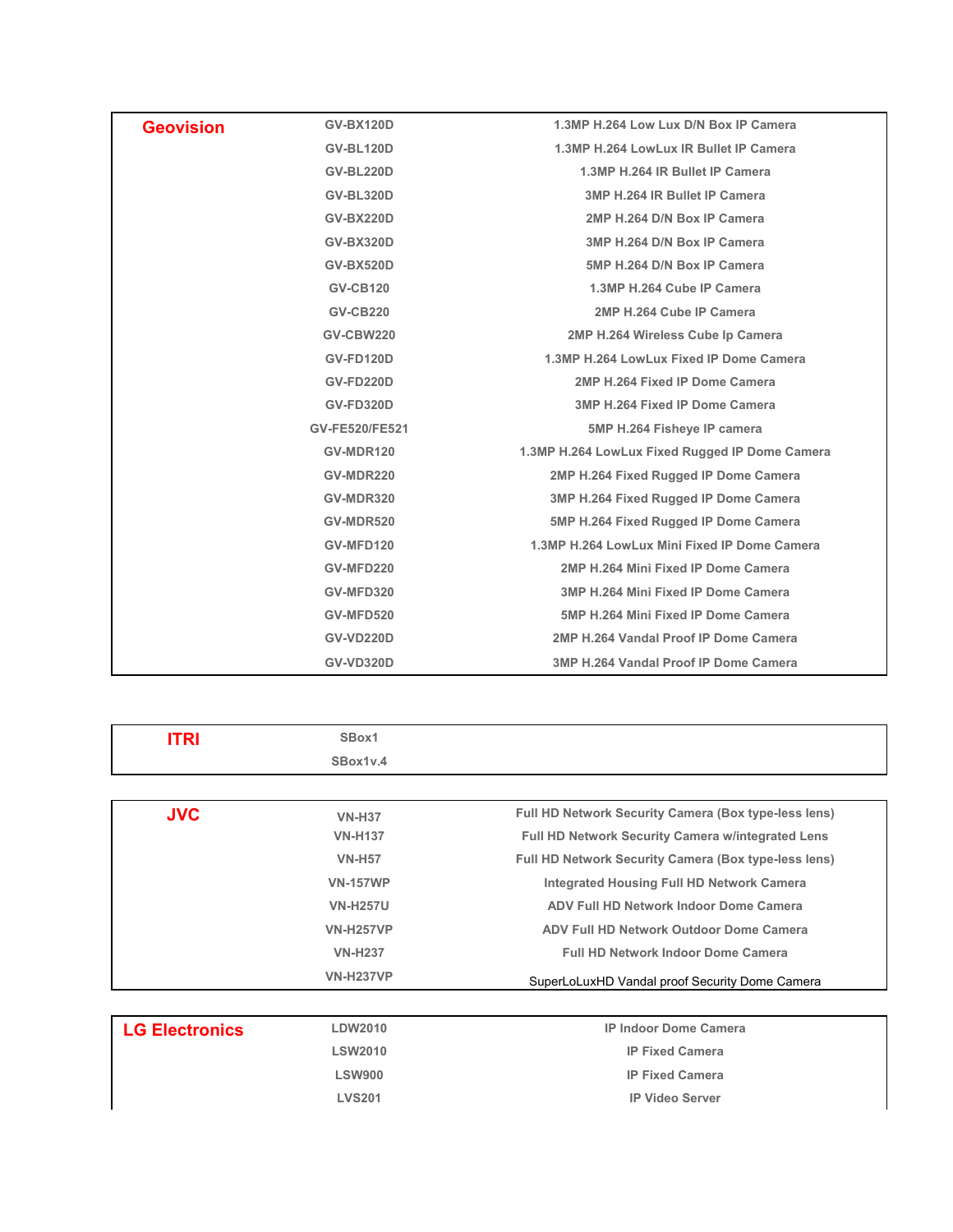| Geovision | GV-BX120D | 1.3MP H.264 Low Lux D/N Box IP Camera |
|---|---|---|
| | GV-BL120D | 1.3MP H.264 LowLux IR Bullet IP Camera |
| | GV-BL220D | 1.3MP H.264 IR Bullet IP Camera |
| | GV-BL320D | 3MP H.264 IR Bullet IP Camera |
| | GV-BX220D | 2MP H.264 D/N Box IP Camera |
| | GV-BX320D | 3MP H.264 D/N Box IP Camera |
| | GV-BX520D | 5MP H.264 D/N Box IP Camera |
| | GV-CB120 | 1.3MP H.264 Cube IP Camera |
| | GV-CB220 | 2MP H.264 Cube IP Camera |
| | GV-CBW220 | 2MP H.264 Wireless Cube Ip Camera |
| | GV-FD120D | 1.3MP H.264 LowLux Fixed IP Dome Camera |
| | GV-FD220D | 2MP H.264 Fixed IP Dome Camera |
| | GV-FD320D | 3MP H.264 Fixed IP Dome Camera |
| | GV-FE520/FE521 | 5MP H.264 Fisheye IP camera |
| | GV-MDR120 | 1.3MP H.264 LowLux Fixed Rugged IP Dome Camera |
| | GV-MDR220 | 2MP H.264 Fixed Rugged IP Dome Camera |
| | GV-MDR320 | 3MP H.264 Fixed Rugged IP Dome Camera |
| | GV-MDR520 | 5MP H.264 Fixed Rugged IP Dome Camera |
| | GV-MFD120 | 1.3MP H.264 LowLux Mini Fixed IP Dome Camera |
| | GV-MFD220 | 2MP H.264 Mini Fixed IP Dome Camera |
| | GV-MFD320 | 3MP H.264 Mini Fixed IP Dome Camera |
| | GV-MFD520 | 5MP H.264 Mini Fixed IP Dome Camera |
| | GV-VD220D | 2MP H.264 Vandal Proof IP Dome Camera |
| | GV-VD320D | 3MP H.264 Vandal Proof IP Dome Camera |

| ITRI | SBox1 | |
|---|---|---|
| | SBox1v.4 | |

| JVC | VN-H37 | Full HD Network Security Camera (Box type-less lens) |
|---|---|---|
| | VN-H137 | Full HD Network Security Camera w/integrated Lens |
| | VN-H57 | Full HD Network Security Camera (Box type-less lens) |
| | VN-157WP | Integrated Housing Full HD Network Camera |
| | VN-H257U | ADV Full HD Network Indoor Dome Camera |
| | VN-H257VP | ADV Full HD Network Outdoor Dome Camera |
| | VN-H237 | Full HD Network Indoor Dome Camera |
| | VN-H237VP | SuperLoLuxHD Vandal proof Security Dome Camera |

| LG Electronics | LDW2010 | IP Indoor Dome Camera |
|---|---|---|
| | LSW2010 | IP Fixed Camera |
| | LSW900 | IP Fixed Camera |
| | LVS201 | IP Video Server |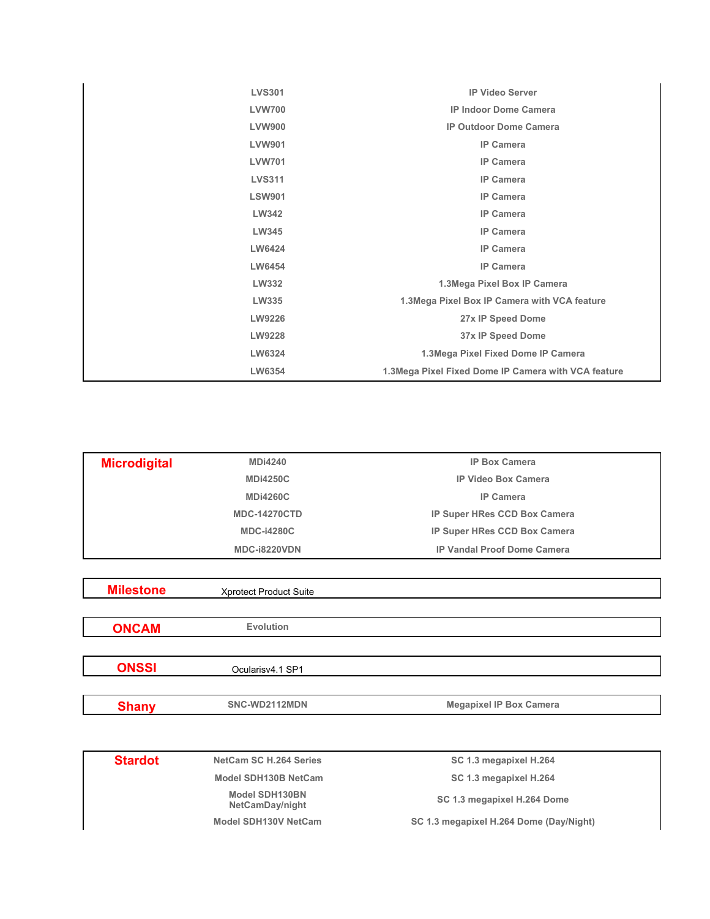| | | |
|---|---|---|
| | LVS301 | IP Video Server |
| | LVW700 | IP Indoor Dome Camera |
| | LVW900 | IP Outdoor Dome Camera |
| | LVW901 | IP Camera |
| | LVW701 | IP Camera |
| | LVS311 | IP Camera |
| | LSW901 | IP Camera |
| | LW342 | IP Camera |
| | LW345 | IP Camera |
| | LW6424 | IP Camera |
| | LW6454 | IP Camera |
| | LW332 | 1.3Mega Pixel Box IP Camera |
| | LW335 | 1.3Mega Pixel Box IP Camera with VCA feature |
| | LW9226 | 27x IP Speed Dome |
| | LW9228 | 37x IP Speed Dome |
| | LW6324 | 1.3Mega Pixel Fixed Dome IP Camera |
| | LW6354 | 1.3Mega Pixel Fixed Dome IP Camera with VCA feature |

| | | |
|---|---|---|
| **Microdigital** | MDi4240 | IP Box Camera |
| | MDi4250C | IP Video Box Camera |
| | MDi4260C | IP Camera |
| | MDC-14270CTD | IP Super HRes CCD Box Camera |
| | MDC-i4280C | IP Super HRes CCD Box Camera |
| | MDC-i8220VDN | IP Vandal Proof Dome Camera |

| | | |
|---|---|---|
| **Milestone** | Xprotect Product Suite | |

| | | |
|---|---|---|
| **ONCAM** | Evolution | |

| | | |
|---|---|---|
| **ONSSI** | Ocularisv4.1 SP1 | |

| | | |
|---|---|---|
| **Shany** | SNC-WD2112MDN | Megapixel IP Box Camera |

| | | |
|---|---|---|
| **Stardot** | NetCam SC H.264 Series | SC 1.3 megapixel H.264 |
| | Model SDH130B NetCam | SC 1.3 megapixel H.264 |
| | Model SDH130BN NetCamDay/night | SC 1.3 megapixel H.264 Dome |
| | Model SDH130V NetCam | SC 1.3 megapixel H.264 Dome (Day/Night) |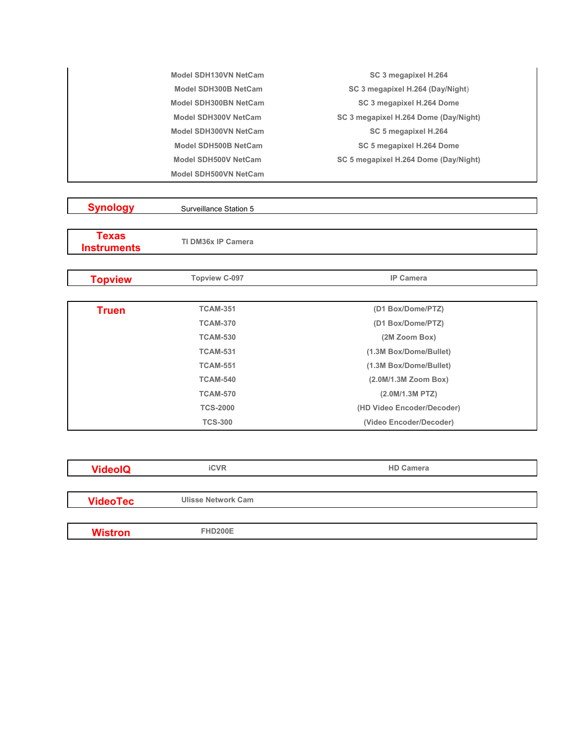| | | |
|---|---|---|
| | Model SDH130VN NetCam | SC 3 megapixel H.264 |
| | Model SDH300B NetCam | SC 3 megapixel H.264 (Day/Night) |
| | Model SDH300BN NetCam | SC 3 megapixel H.264 Dome |
| | Model SDH300V NetCam | SC 3 megapixel H.264 Dome (Day/Night) |
| | Model SDH300VN NetCam | SC 5 megapixel H.264 |
| | Model SDH500B NetCam | SC 5 megapixel H.264 Dome |
| | Model SDH500V NetCam | SC 5 megapixel H.264 Dome (Day/Night) |
| | Model SDH500VN NetCam | |

| | | |
|---|---|---|
| **Synology** | Surveillance Station 5 | |

| | | |
|---|---|---|
| **Texas Instruments** | TI DM36x IP Camera | |

| | | |
|---|---|---|
| **Topview** | Topview C-097 | IP Camera |

| | | |
|---|---|---|
| **Truen** | TCAM-351 | (D1 Box/Dome/PTZ) |
| | TCAM-370 | (D1 Box/Dome/PTZ) |
| | TCAM-530 | (2M Zoom Box) |
| | TCAM-531 | (1.3M Box/Dome/Bullet) |
| | TCAM-551 | (1.3M Box/Dome/Bullet) |
| | TCAM-540 | (2.0M/1.3M Zoom Box) |
| | TCAM-570 | (2.0M/1.3M PTZ) |
| | TCS-2000 | (HD Video Encoder/Decoder) |
| | TCS-300 | (Video Encoder/Decoder) |

| | | |
|---|---|---|
| **VideoIQ** | iCVR | HD Camera |

| | | |
|---|---|---|
| **VideoTec** | Ulisse Network Cam | |

| | | |
|---|---|---|
| **Wistron** | FHD200E | |